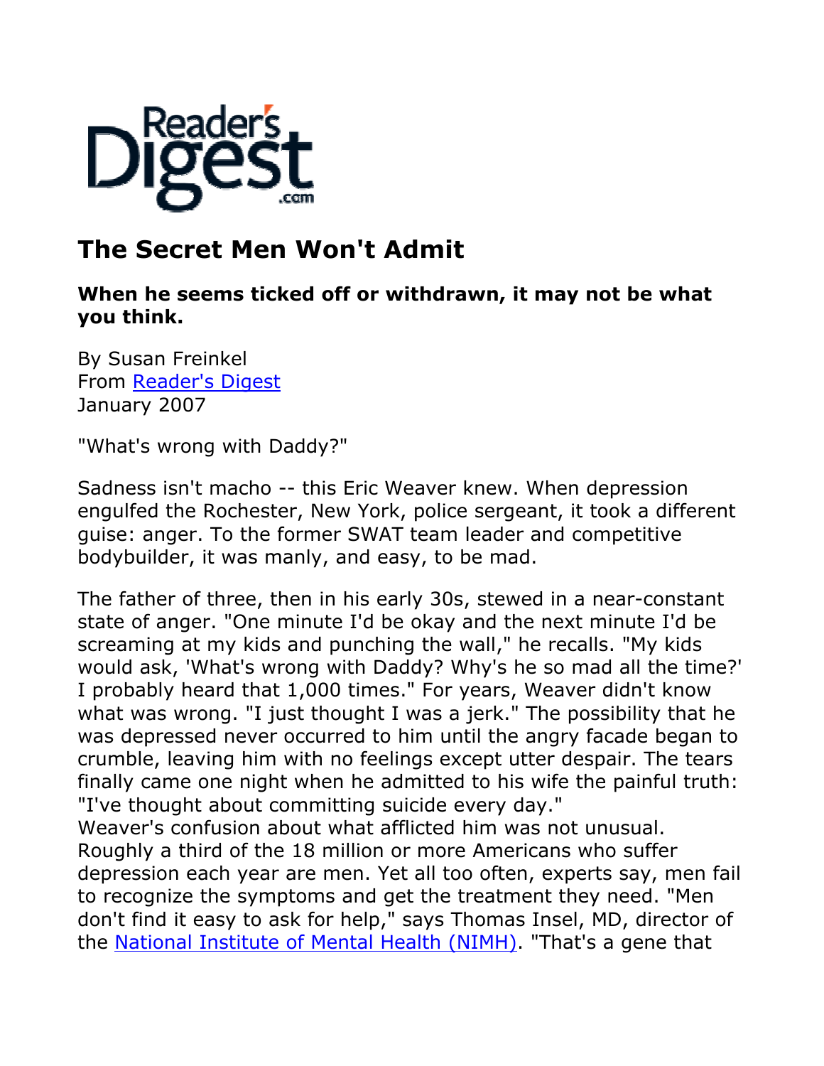# The Secret Men Won't Admit

**When he seems ticked off or withdrawn, it may not be what you think.**

By Susan Freinkel
From [Reader's Digest]
January 2007

"What's wrong with Daddy?"

Sadness isn't macho -- this Eric Weaver knew. When depression engulfed the Rochester, New York, police sergeant, it took a different guise: anger. To the former SWAT team leader and competitive bodybuilder, it was manly, and easy, to be mad.

The father of three, then in his early 30s, stewed in a near-constant state of anger. "One minute I'd be okay and the next minute I'd be screaming at my kids and punching the wall," he recalls. "My kids would ask, 'What's wrong with Daddy? Why's he so mad all the time?' I probably heard that 1,000 times." For years, Weaver didn't know what was wrong. "I just thought I was a jerk." The possibility that he was depressed never occurred to him until the angry facade began to crumble, leaving him with no feelings except utter despair. The tears finally came one night when he admitted to his wife the painful truth: "I've thought about committing suicide every day."

Weaver's confusion about what afflicted him was not unusual. Roughly a third of the 18 million or more Americans who suffer depression each year are men. Yet all too often, experts say, men fail to recognize the symptoms and get the treatment they need. "Men don't find it easy to ask for help," says Thomas Insel, MD, director of the [National Institute of Mental Health (NIMH)]. "That's a gene that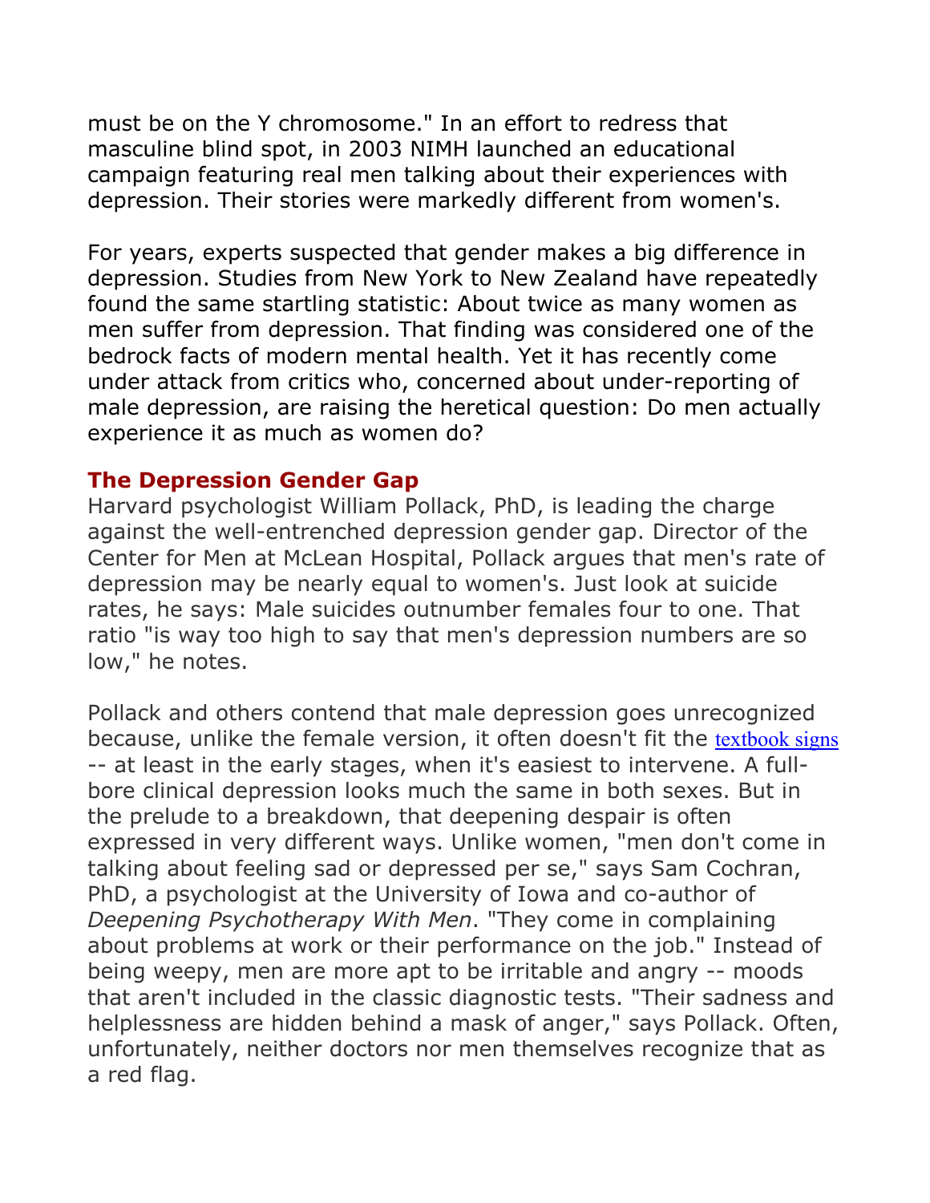must be on the Y chromosome." In an effort to redress that masculine blind spot, in 2003 NIMH launched an educational campaign featuring real men talking about their experiences with depression. Their stories were markedly different from women's.

For years, experts suspected that gender makes a big difference in depression. Studies from New York to New Zealand have repeatedly found the same startling statistic: About twice as many women as men suffer from depression. That finding was considered one of the bedrock facts of modern mental health. Yet it has recently come under attack from critics who, concerned about under-reporting of male depression, are raising the heretical question: Do men actually experience it as much as women do?

### The Depression Gender Gap

Harvard psychologist William Pollack, PhD, is leading the charge against the well-entrenched depression gender gap. Director of the Center for Men at McLean Hospital, Pollack argues that men's rate of depression may be nearly equal to women's. Just look at suicide rates, he says: Male suicides outnumber females four to one. That ratio "is way too high to say that men's depression numbers are so low," he notes.

Pollack and others contend that male depression goes unrecognized because, unlike the female version, it often doesn't fit the textbook signs -- at least in the early stages, when it's easiest to intervene. A full-bore clinical depression looks much the same in both sexes. But in the prelude to a breakdown, that deepening despair is often expressed in very different ways. Unlike women, "men don't come in talking about feeling sad or depressed per se," says Sam Cochran, PhD, a psychologist at the University of Iowa and co-author of *Deepening Psychotherapy With Men*. "They come in complaining about problems at work or their performance on the job." Instead of being weepy, men are more apt to be irritable and angry -- moods that aren't included in the classic diagnostic tests. "Their sadness and helplessness are hidden behind a mask of anger," says Pollack. Often, unfortunately, neither doctors nor men themselves recognize that as a red flag.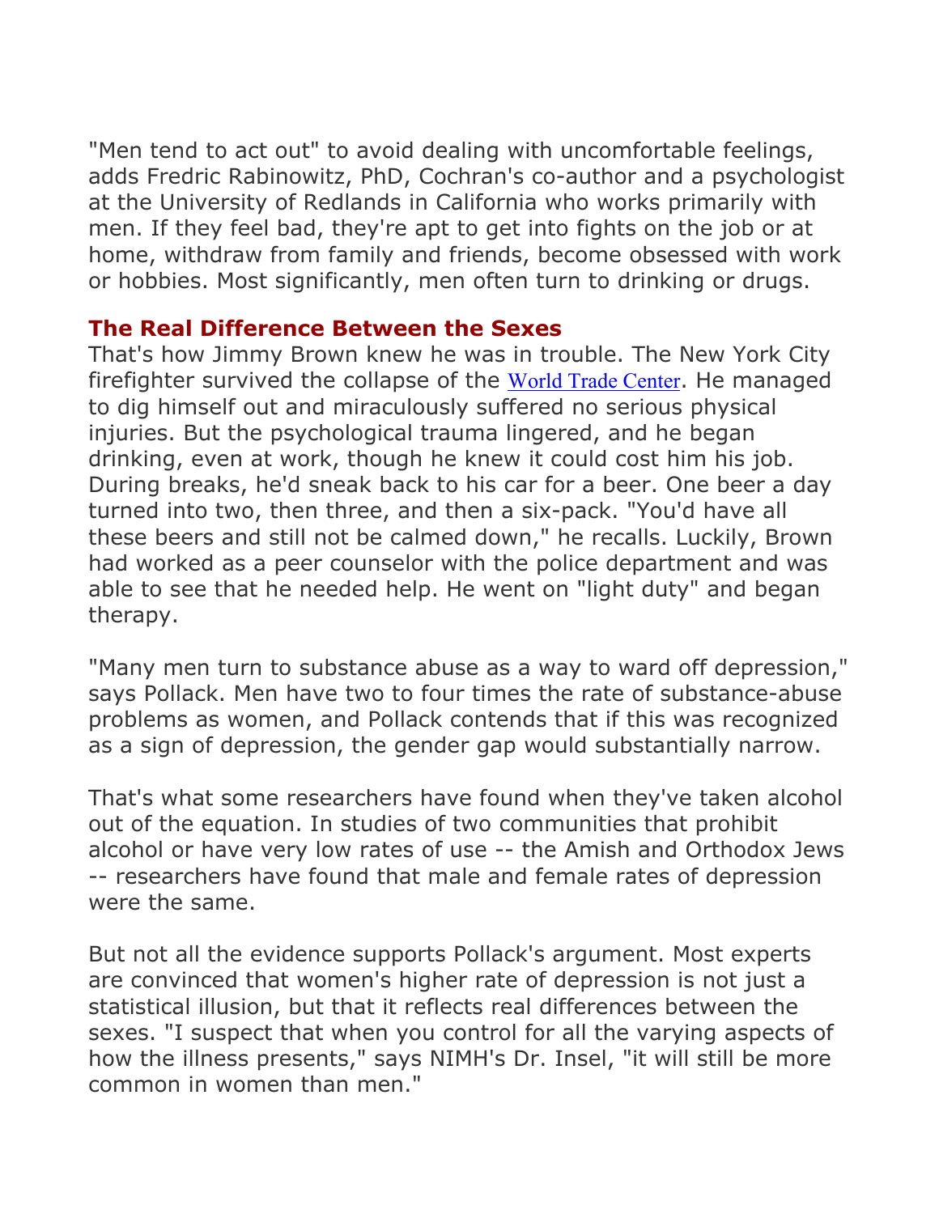"Men tend to act out" to avoid dealing with uncomfortable feelings, adds Fredric Rabinowitz, PhD, Cochran's co-author and a psychologist at the University of Redlands in California who works primarily with men. If they feel bad, they're apt to get into fights on the job or at home, withdraw from family and friends, become obsessed with work or hobbies. Most significantly, men often turn to drinking or drugs.

## The Real Difference Between the Sexes

That's how Jimmy Brown knew he was in trouble. The New York City firefighter survived the collapse of the World Trade Center. He managed to dig himself out and miraculously suffered no serious physical injuries. But the psychological trauma lingered, and he began drinking, even at work, though he knew it could cost him his job. During breaks, he'd sneak back to his car for a beer. One beer a day turned into two, then three, and then a six-pack. "You'd have all these beers and still not be calmed down," he recalls. Luckily, Brown had worked as a peer counselor with the police department and was able to see that he needed help. He went on "light duty" and began therapy.

"Many men turn to substance abuse as a way to ward off depression," says Pollack. Men have two to four times the rate of substance-abuse problems as women, and Pollack contends that if this was recognized as a sign of depression, the gender gap would substantially narrow.

That's what some researchers have found when they've taken alcohol out of the equation. In studies of two communities that prohibit alcohol or have very low rates of use -- the Amish and Orthodox Jews -- researchers have found that male and female rates of depression were the same.

But not all the evidence supports Pollack's argument. Most experts are convinced that women's higher rate of depression is not just a statistical illusion, but that it reflects real differences between the sexes. "I suspect that when you control for all the varying aspects of how the illness presents," says NIMH's Dr. Insel, "it will still be more common in women than men."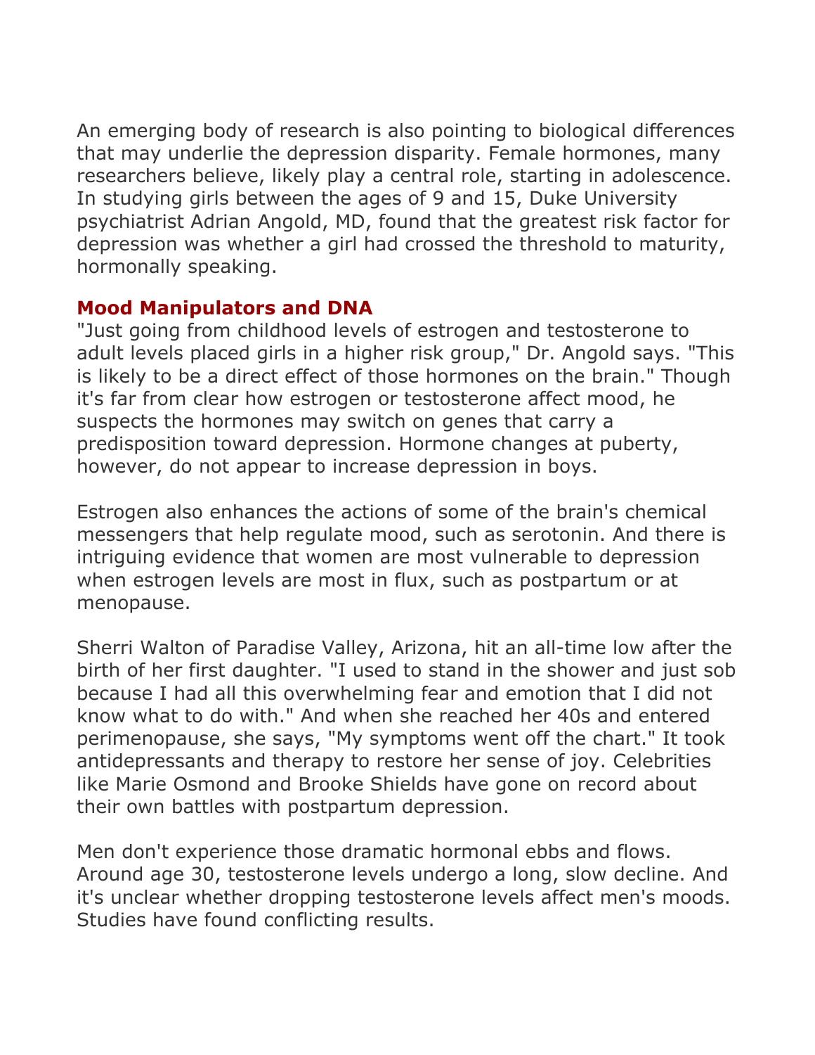An emerging body of research is also pointing to biological differences that may underlie the depression disparity. Female hormones, many researchers believe, likely play a central role, starting in adolescence. In studying girls between the ages of 9 and 15, Duke University psychiatrist Adrian Angold, MD, found that the greatest risk factor for depression was whether a girl had crossed the threshold to maturity, hormonally speaking.

## Mood Manipulators and DNA

"Just going from childhood levels of estrogen and testosterone to adult levels placed girls in a higher risk group," Dr. Angold says. "This is likely to be a direct effect of those hormones on the brain." Though it's far from clear how estrogen or testosterone affect mood, he suspects the hormones may switch on genes that carry a predisposition toward depression. Hormone changes at puberty, however, do not appear to increase depression in boys.

Estrogen also enhances the actions of some of the brain's chemical messengers that help regulate mood, such as serotonin. And there is intriguing evidence that women are most vulnerable to depression when estrogen levels are most in flux, such as postpartum or at menopause.

Sherri Walton of Paradise Valley, Arizona, hit an all-time low after the birth of her first daughter. "I used to stand in the shower and just sob because I had all this overwhelming fear and emotion that I did not know what to do with." And when she reached her 40s and entered perimenopause, she says, "My symptoms went off the chart." It took antidepressants and therapy to restore her sense of joy. Celebrities like Marie Osmond and Brooke Shields have gone on record about their own battles with postpartum depression.

Men don't experience those dramatic hormonal ebbs and flows. Around age 30, testosterone levels undergo a long, slow decline. And it's unclear whether dropping testosterone levels affect men's moods. Studies have found conflicting results.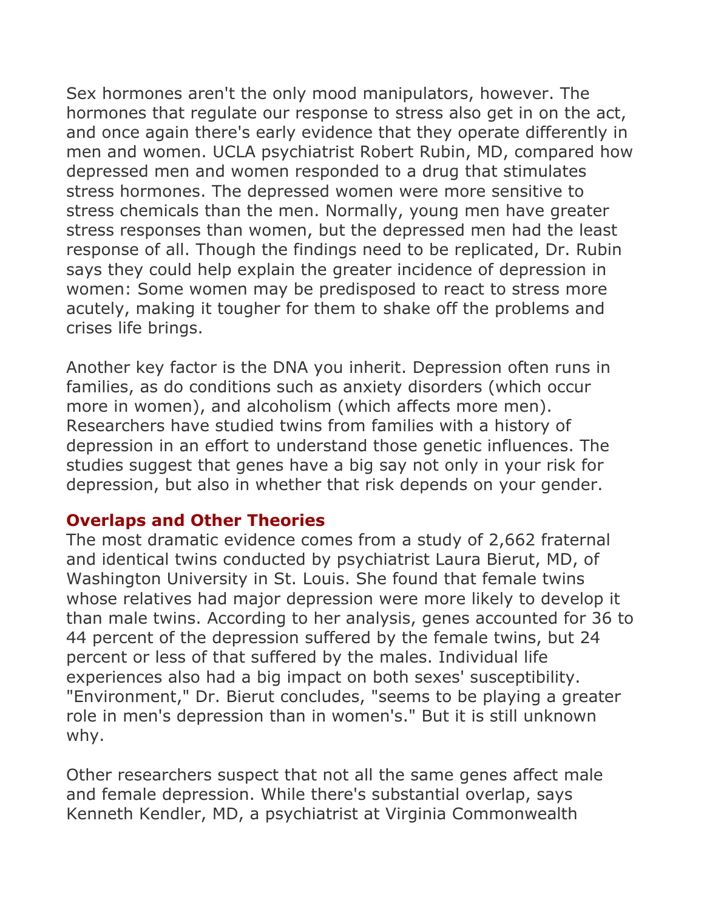Sex hormones aren't the only mood manipulators, however. The hormones that regulate our response to stress also get in on the act, and once again there's early evidence that they operate differently in men and women. UCLA psychiatrist Robert Rubin, MD, compared how depressed men and women responded to a drug that stimulates stress hormones. The depressed women were more sensitive to stress chemicals than the men. Normally, young men have greater stress responses than women, but the depressed men had the least response of all. Though the findings need to be replicated, Dr. Rubin says they could help explain the greater incidence of depression in women: Some women may be predisposed to react to stress more acutely, making it tougher for them to shake off the problems and crises life brings.

Another key factor is the DNA you inherit. Depression often runs in families, as do conditions such as anxiety disorders (which occur more in women), and alcoholism (which affects more men). Researchers have studied twins from families with a history of depression in an effort to understand those genetic influences. The studies suggest that genes have a big say not only in your risk for depression, but also in whether that risk depends on your gender.

## Overlaps and Other Theories

The most dramatic evidence comes from a study of 2,662 fraternal and identical twins conducted by psychiatrist Laura Bierut, MD, of Washington University in St. Louis. She found that female twins whose relatives had major depression were more likely to develop it than male twins. According to her analysis, genes accounted for 36 to 44 percent of the depression suffered by the female twins, but 24 percent or less of that suffered by the males. Individual life experiences also had a big impact on both sexes' susceptibility. "Environment," Dr. Bierut concludes, "seems to be playing a greater role in men's depression than in women's." But it is still unknown why.

Other researchers suspect that not all the same genes affect male and female depression. While there's substantial overlap, says Kenneth Kendler, MD, a psychiatrist at Virginia Commonwealth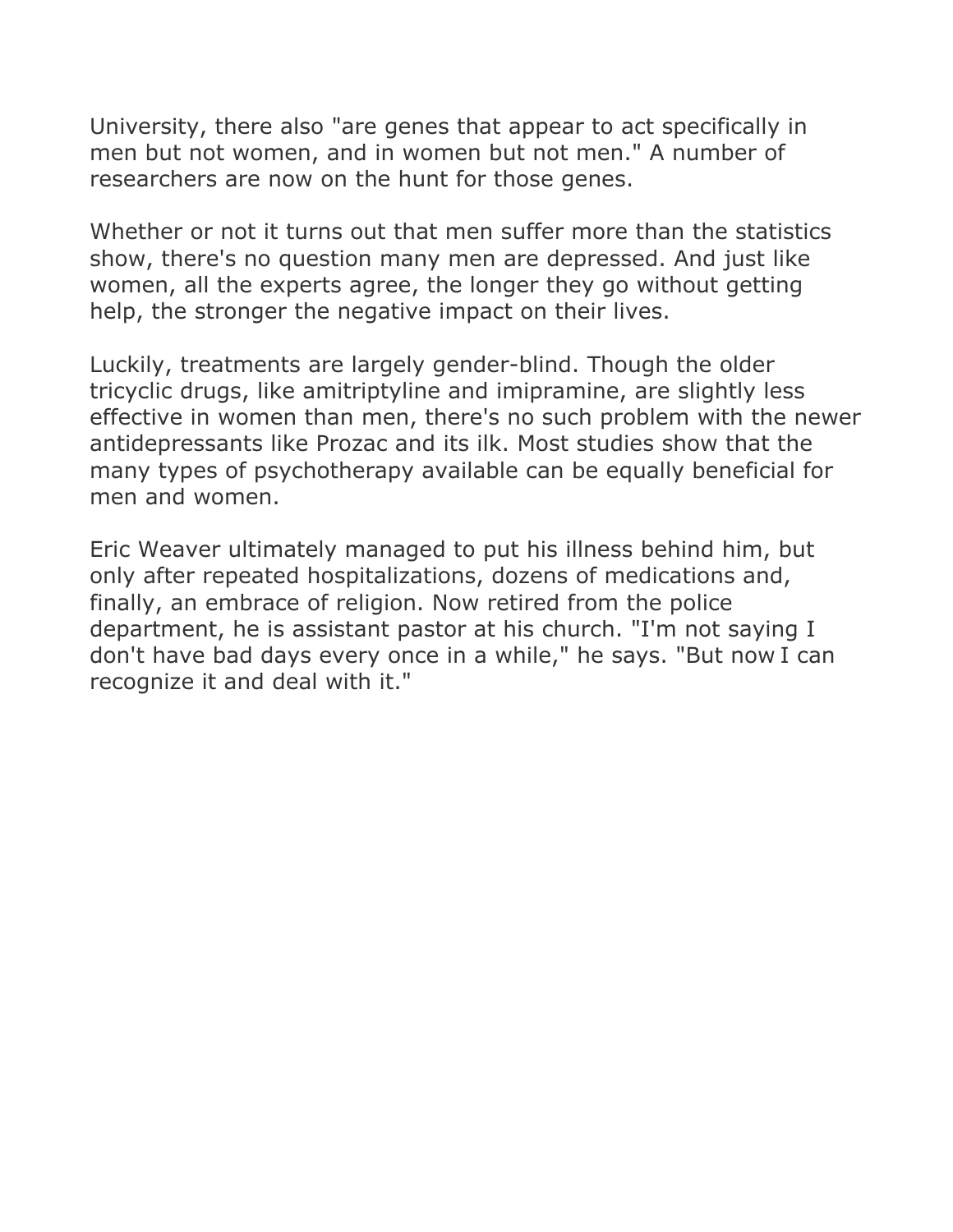University, there also "are genes that appear to act specifically in men but not women, and in women but not men." A number of researchers are now on the hunt for those genes.

Whether or not it turns out that men suffer more than the statistics show, there's no question many men are depressed. And just like women, all the experts agree, the longer they go without getting help, the stronger the negative impact on their lives.

Luckily, treatments are largely gender-blind. Though the older tricyclic drugs, like amitriptyline and imipramine, are slightly less effective in women than men, there's no such problem with the newer antidepressants like Prozac and its ilk. Most studies show that the many types of psychotherapy available can be equally beneficial for men and women.

Eric Weaver ultimately managed to put his illness behind him, but only after repeated hospitalizations, dozens of medications and, finally, an embrace of religion. Now retired from the police department, he is assistant pastor at his church. "I'm not saying I don't have bad days every once in a while," he says. "But now I can recognize it and deal with it."